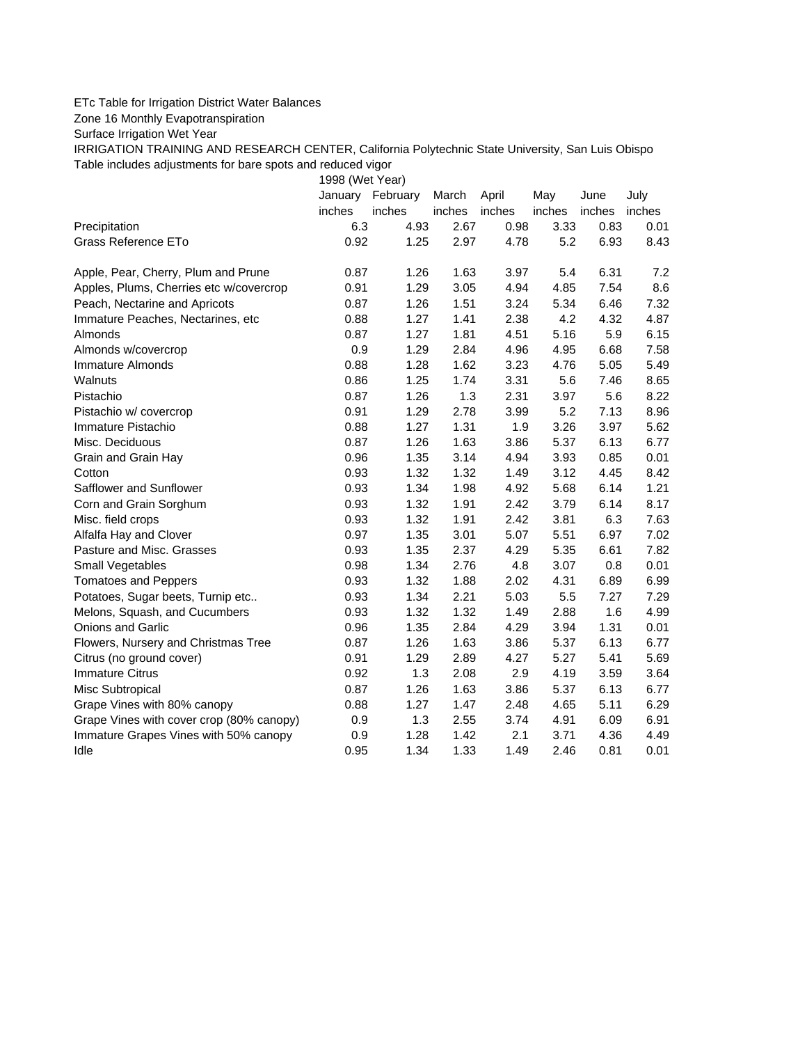ETc Table for Irrigation District Water Balances

Zone 16 Monthly Evapotranspiration

Surface Irrigation Wet Year

IRRIGATION TRAINING AND RESEARCH CENTER, California Polytechnic State University, San Luis Obispo

Table includes adjustments for bare spots and reduced vigor

| | 1998 (Wet Year) | | | | | | |
|---|---|---|---|---|---|---|---|
| | January | February | March | April | May | June | July |
| | inches | inches | inches | inches | inches | inches | inches |
| Precipitation | 6.3 | 4.93 | 2.67 | 0.98 | 3.33 | 0.83 | 0.01 |
| Grass Reference ETo | 0.92 | 1.25 | 2.97 | 4.78 | 5.2 | 6.93 | 8.43 |
| | | | | | | | |
| Apple, Pear, Cherry, Plum and Prune | 0.87 | 1.26 | 1.63 | 3.97 | 5.4 | 6.31 | 7.2 |
| Apples, Plums, Cherries etc w/covercrop | 0.91 | 1.29 | 3.05 | 4.94 | 4.85 | 7.54 | 8.6 |
| Peach, Nectarine and Apricots | 0.87 | 1.26 | 1.51 | 3.24 | 5.34 | 6.46 | 7.32 |
| Immature Peaches, Nectarines, etc | 0.88 | 1.27 | 1.41 | 2.38 | 4.2 | 4.32 | 4.87 |
| Almonds | 0.87 | 1.27 | 1.81 | 4.51 | 5.16 | 5.9 | 6.15 |
| Almonds w/covercrop | 0.9 | 1.29 | 2.84 | 4.96 | 4.95 | 6.68 | 7.58 |
| Immature Almonds | 0.88 | 1.28 | 1.62 | 3.23 | 4.76 | 5.05 | 5.49 |
| Walnuts | 0.86 | 1.25 | 1.74 | 3.31 | 5.6 | 7.46 | 8.65 |
| Pistachio | 0.87 | 1.26 | 1.3 | 2.31 | 3.97 | 5.6 | 8.22 |
| Pistachio w/ covercrop | 0.91 | 1.29 | 2.78 | 3.99 | 5.2 | 7.13 | 8.96 |
| Immature Pistachio | 0.88 | 1.27 | 1.31 | 1.9 | 3.26 | 3.97 | 5.62 |
| Misc. Deciduous | 0.87 | 1.26 | 1.63 | 3.86 | 5.37 | 6.13 | 6.77 |
| Grain and Grain Hay | 0.96 | 1.35 | 3.14 | 4.94 | 3.93 | 0.85 | 0.01 |
| Cotton | 0.93 | 1.32 | 1.49 | 1.98 | 3.12 | 4.45 | 8.42 |
| Safflower and Sunflower | 0.93 | 1.34 | 1.98 | 4.92 | 5.68 | 6.14 | 1.21 |
| Corn and Grain Sorghum | 0.93 | 1.32 | 1.91 | 2.42 | 3.79 | 6.14 | 8.17 |
| Misc. field crops | 0.93 | 1.32 | 1.91 | 2.42 | 3.81 | 6.3 | 7.63 |
| Alfalfa Hay and Clover | 0.97 | 1.35 | 3.01 | 5.07 | 5.51 | 6.97 | 7.02 |
| Pasture and Misc. Grasses | 0.93 | 1.35 | 2.37 | 4.29 | 5.35 | 6.61 | 7.82 |
| Small Vegetables | 0.98 | 1.34 | 2.76 | 4.8 | 3.07 | 0.8 | 0.01 |
| Tomatoes and Peppers | 0.93 | 1.32 | 1.88 | 2.02 | 4.31 | 6.89 | 6.99 |
| Potatoes, Sugar beets, Turnip etc.. | 0.93 | 1.34 | 2.21 | 5.03 | 5.5 | 7.27 | 7.29 |
| Melons, Squash, and Cucumbers | 0.93 | 1.32 | 1.32 | 1.49 | 2.88 | 1.6 | 4.99 |
| Onions and Garlic | 0.96 | 1.35 | 2.84 | 4.29 | 3.94 | 1.31 | 0.01 |
| Flowers, Nursery and Christmas Tree | 0.87 | 1.26 | 1.63 | 3.86 | 5.37 | 6.13 | 6.77 |
| Citrus (no ground cover) | 0.91 | 1.29 | 2.89 | 4.27 | 5.27 | 5.41 | 5.69 |
| Immature Citrus | 0.92 | 1.3 | 2.08 | 2.9 | 4.19 | 3.59 | 3.64 |
| Misc Subtropical | 0.87 | 1.26 | 1.63 | 3.86 | 5.37 | 6.13 | 6.77 |
| Grape Vines with 80% canopy | 0.88 | 1.27 | 1.47 | 2.48 | 4.65 | 5.11 | 6.29 |
| Grape Vines with cover crop (80% canopy) | 0.9 | 1.3 | 2.55 | 3.74 | 4.91 | 6.09 | 6.91 |
| Immature Grapes Vines with 50% canopy | 0.9 | 1.28 | 1.42 | 2.1 | 3.71 | 4.36 | 4.49 |
| Idle | 0.95 | 1.34 | 1.33 | 1.49 | 2.46 | 0.81 | 0.01 |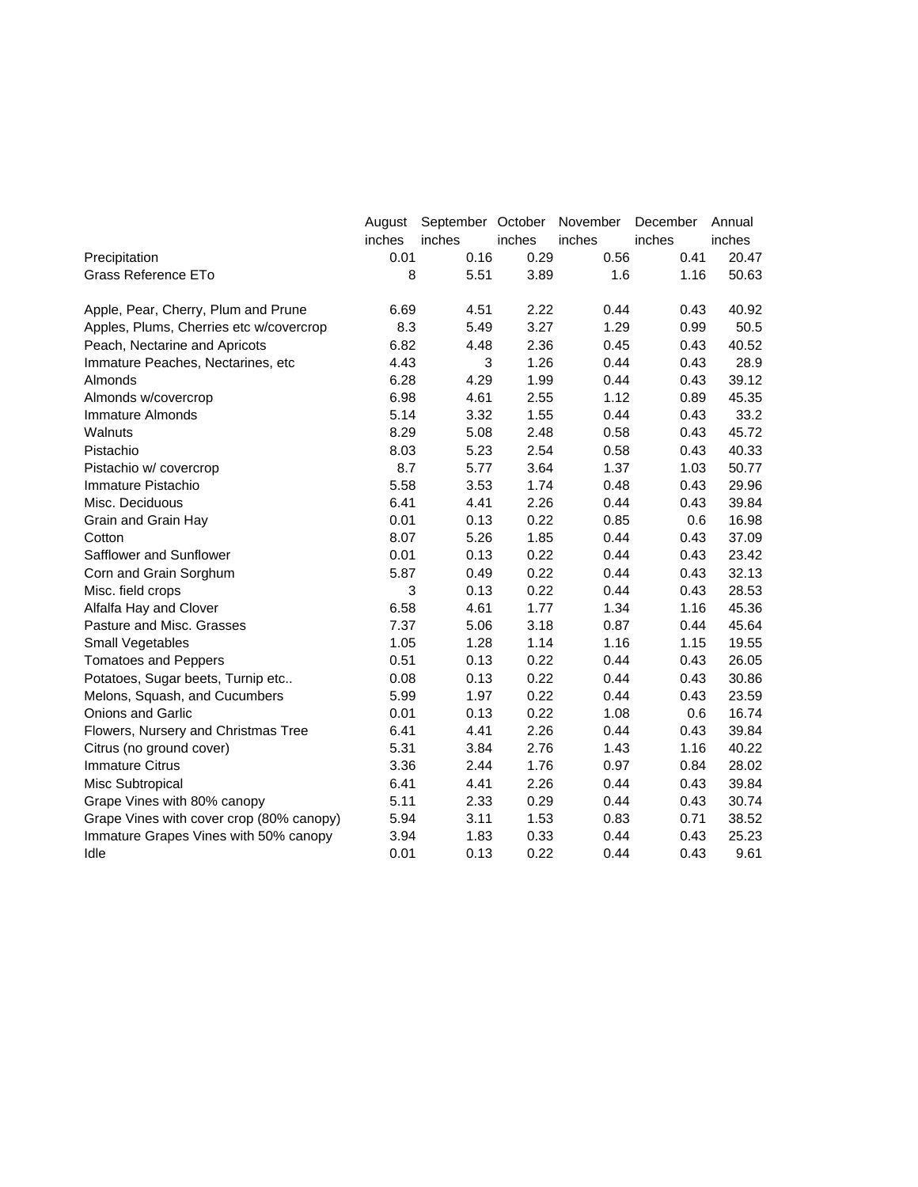| | August inches | September inches | October inches | November inches | December inches | Annual inches |
|---|---|---|---|---|---|---|
| Precipitation | 0.01 | 0.16 | 0.29 | 0.56 | 0.41 | 20.47 |
| Grass Reference ETo | 8 | 5.51 | 3.89 | 1.6 | 1.16 | 50.63 |
| | | | | | | |
| Apple, Pear, Cherry, Plum and Prune | 6.69 | 4.51 | 2.22 | 0.44 | 0.43 | 40.92 |
| Apples, Plums, Cherries etc w/covercrop | 8.3 | 5.49 | 3.27 | 1.29 | 0.99 | 50.5 |
| Peach, Nectarine and Apricots | 6.82 | 4.48 | 2.36 | 0.45 | 0.43 | 40.52 |
| Immature Peaches, Nectarines, etc | 4.43 | 3 | 1.26 | 0.44 | 0.43 | 28.9 |
| Almonds | 6.28 | 4.29 | 1.99 | 0.44 | 0.43 | 39.12 |
| Almonds w/covercrop | 6.98 | 4.61 | 2.55 | 1.12 | 0.89 | 45.35 |
| Immature Almonds | 5.14 | 3.32 | 1.55 | 0.44 | 0.43 | 33.2 |
| Walnuts | 8.29 | 5.08 | 2.48 | 0.58 | 0.43 | 45.72 |
| Pistachio | 8.03 | 5.23 | 2.54 | 0.58 | 0.43 | 40.33 |
| Pistachio w/ covercrop | 8.7 | 5.77 | 3.64 | 1.37 | 1.03 | 50.77 |
| Immature Pistachio | 5.58 | 3.53 | 1.74 | 0.48 | 0.43 | 29.96 |
| Misc. Deciduous | 6.41 | 4.41 | 2.26 | 0.44 | 0.43 | 39.84 |
| Grain and Grain Hay | 0.01 | 0.13 | 0.22 | 0.85 | 0.6 | 16.98 |
| Cotton | 8.07 | 5.26 | 1.85 | 0.44 | 0.43 | 37.09 |
| Safflower and Sunflower | 0.01 | 0.13 | 0.22 | 0.44 | 0.43 | 23.42 |
| Corn and Grain Sorghum | 5.87 | 0.49 | 0.22 | 0.44 | 0.43 | 32.13 |
| Misc. field crops | 3 | 0.13 | 0.22 | 0.44 | 0.43 | 28.53 |
| Alfalfa Hay and Clover | 6.58 | 4.61 | 1.77 | 1.34 | 1.16 | 45.36 |
| Pasture and Misc. Grasses | 7.37 | 5.06 | 3.18 | 0.87 | 0.44 | 45.64 |
| Small Vegetables | 1.05 | 1.28 | 1.14 | 1.16 | 1.15 | 19.55 |
| Tomatoes and Peppers | 0.51 | 0.13 | 0.22 | 0.44 | 0.43 | 26.05 |
| Potatoes, Sugar beets, Turnip etc.. | 0.08 | 0.13 | 0.22 | 0.44 | 0.43 | 30.86 |
| Melons, Squash, and Cucumbers | 5.99 | 1.97 | 0.22 | 0.44 | 0.43 | 23.59 |
| Onions and Garlic | 0.01 | 0.13 | 0.22 | 1.08 | 0.6 | 16.74 |
| Flowers, Nursery and Christmas Tree | 6.41 | 4.41 | 2.26 | 0.44 | 0.43 | 39.84 |
| Citrus (no ground cover) | 5.31 | 3.84 | 2.76 | 1.43 | 1.16 | 40.22 |
| Immature Citrus | 3.36 | 2.44 | 1.76 | 0.97 | 0.84 | 28.02 |
| Misc Subtropical | 6.41 | 4.41 | 2.26 | 0.44 | 0.43 | 39.84 |
| Grape Vines with 80% canopy | 5.11 | 2.33 | 0.29 | 0.44 | 0.43 | 30.74 |
| Grape Vines with cover crop (80% canopy) | 5.94 | 3.11 | 1.53 | 0.83 | 0.71 | 38.52 |
| Immature Grapes Vines with 50% canopy | 3.94 | 1.83 | 0.33 | 0.44 | 0.43 | 25.23 |
| Idle | 0.01 | 0.13 | 0.22 | 0.44 | 0.43 | 9.61 |